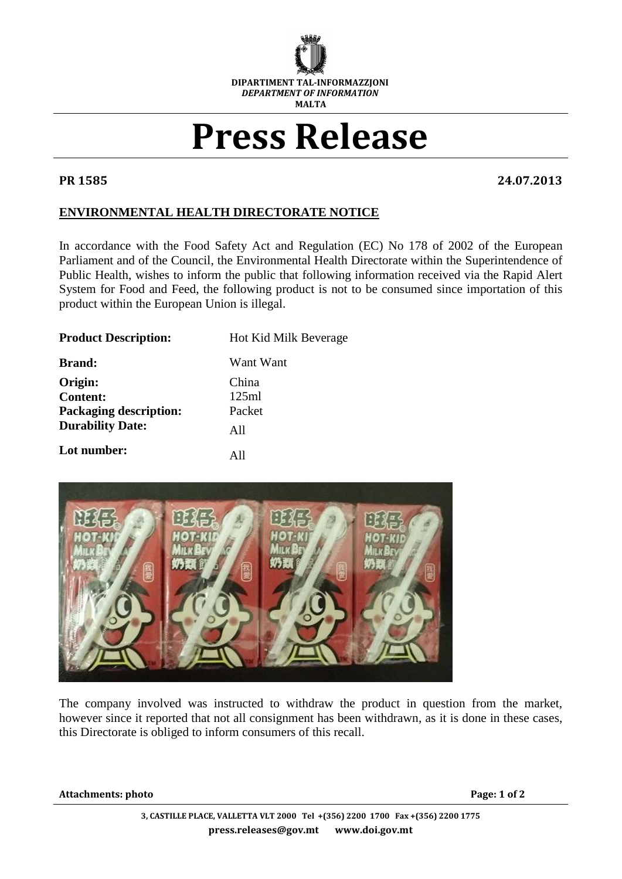DIPARTIMENT TAL-INFORMAZZJONI
*DEPARTMENT OF INFORMATION*
MALTA

# Press Release

**PR 1585** **24.07.2013**

## ENVIRONMENTAL HEALTH DIRECTORATE NOTICE

In accordance with the Food Safety Act and Regulation (EC) No 178 of 2002 of the European Parliament and of the Council, the Environmental Health Directorate within the Superintendence of Public Health, wishes to inform the public that following information received via the Rapid Alert System for Food and Feed, the following product is not to be consumed since importation of this product within the European Union is illegal.

| | |
|---|---|
| **Product Description:** | Hot Kid Milk Beverage |
| **Brand:** | Want Want |
| **Origin:** | China |
| **Content:** | 125ml |
| **Packaging description:** | Packet |
| **Durability Date:** | All |
| **Lot number:** | All |

The company involved was instructed to withdraw the product in question from the market, however since it reported that not all consignment has been withdrawn, as it is done in these cases, this Directorate is obliged to inform consumers of this recall.

**Attachments: photo**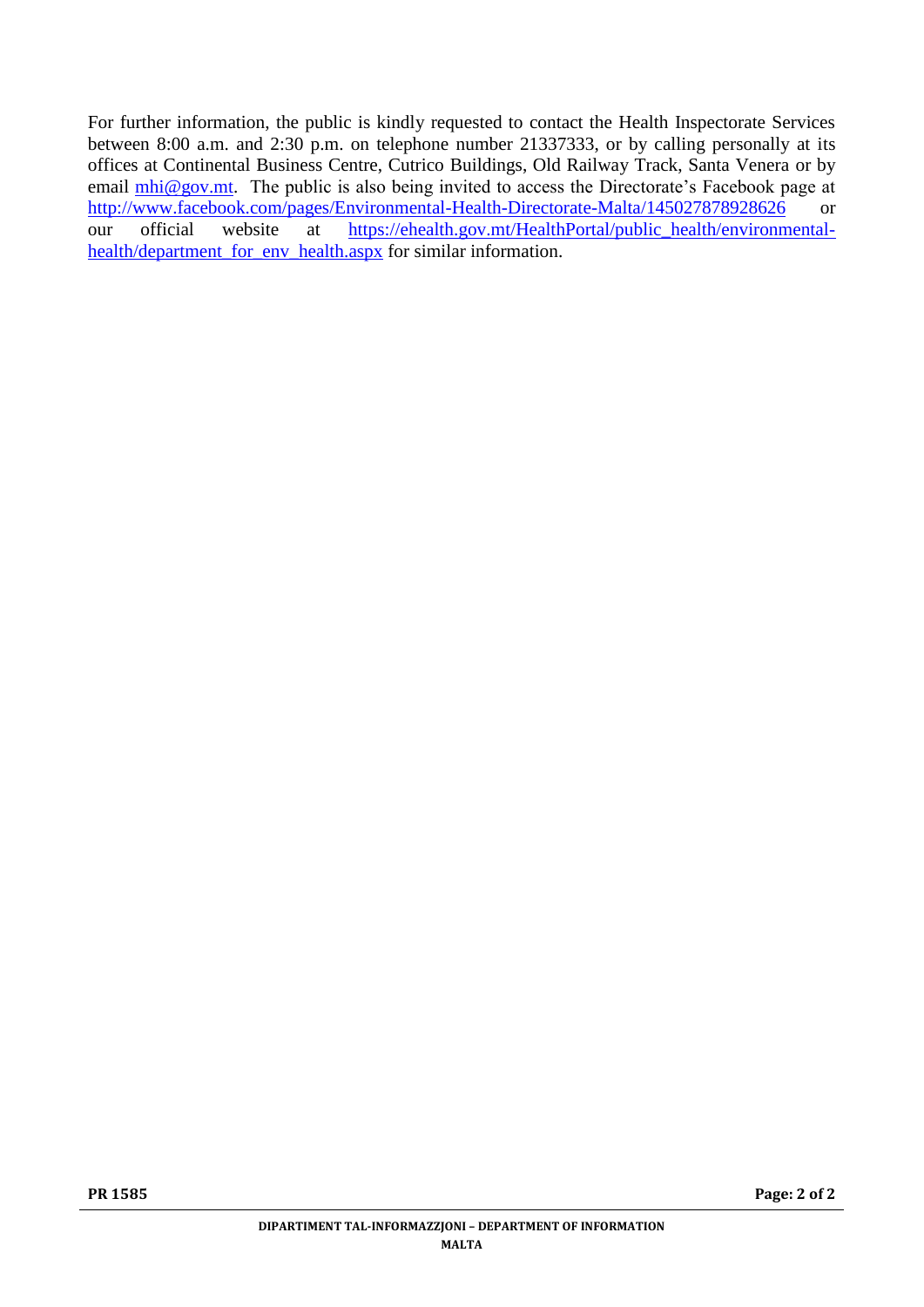For further information, the public is kindly requested to contact the Health Inspectorate Services between 8:00 a.m. and 2:30 p.m. on telephone number 21337333, or by calling personally at its offices at Continental Business Centre, Cutrico Buildings, Old Railway Track, Santa Venera or by email mhi@gov.mt. The public is also being invited to access the Directorate's Facebook page at http://www.facebook.com/pages/Environmental-Health-Directorate-Malta/145027878928626 or our official website at https://ehealth.gov.mt/HealthPortal/public_health/environmental-health/department_for_env_health.aspx for similar information.